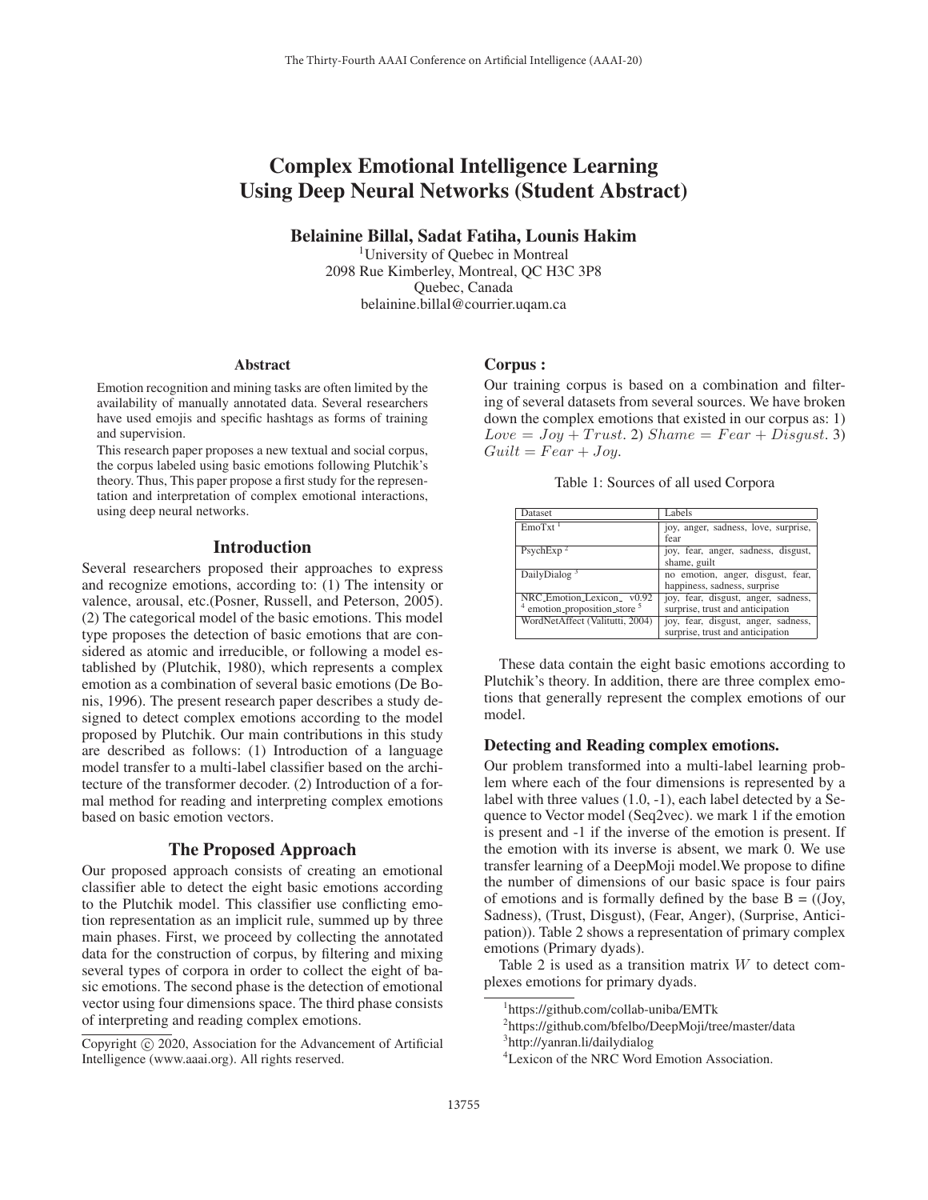# Complex Emotional Intelligence Learning Using Deep Neural Networks (Student Abstract)

**Belainine Billal, Sadat Fatiha, Lounis Hakim**

[1]University of Quebec in Montreal
2098 Rue Kimberley, Montreal, QC H3C 3P8
Quebec, Canada
belainine.billal@courrier.uqam.ca

### Abstract

Emotion recognition and mining tasks are often limited by the availability of manually annotated data. Several researchers have used emojis and specific hashtags as forms of training and supervision.

This research paper proposes a new textual and social corpus, the corpus labeled using basic emotions following Plutchik's theory. Thus, This paper propose a first study for the representation and interpretation of complex emotional interactions, using deep neural networks.

## Introduction

Several researchers proposed their approaches to express and recognize emotions, according to: (1) The intensity or valence, arousal, etc.(Posner, Russell, and Peterson, 2005). (2) The categorical model of the basic emotions. This model type proposes the detection of basic emotions that are considered as atomic and irreducible, or following a model established by (Plutchik, 1980), which represents a complex emotion as a combination of several basic emotions (De Bonis, 1996). The present research paper describes a study designed to detect complex emotions according to the model proposed by Plutchik. Our main contributions in this study are described as follows: (1) Introduction of a language model transfer to a multi-label classifier based on the architecture of the transformer decoder. (2) Introduction of a formal method for reading and interpreting complex emotions based on basic emotion vectors.

## The Proposed Approach

Our proposed approach consists of creating an emotional classifier able to detect the eight basic emotions according to the Plutchik model. This classifier use conflicting emotion representation as an implicit rule, summed up by three main phases. First, we proceed by collecting the annotated data for the construction of corpus, by filtering and mixing several types of corpora in order to collect the eight of basic emotions. The second phase is the detection of emotional vector using four dimensions space. The third phase consists of interpreting and reading complex emotions.

Copyright © 2020, Association for the Advancement of Artificial Intelligence (www.aaai.org). All rights reserved.

### Corpus :

Our training corpus is based on a combination and filtering of several datasets from several sources. We have broken down the complex emotions that existed in our corpus as: 1) $Love = Joy + Trust$. 2) $Shame = Fear + Disgust$. 3) $Guilt = Fear + Joy$.

Table 1: Sources of all used Corpora

| Dataset | Labels |
|---|---|
| EmoTxt [1] | joy, anger, sadness, love, surprise, fear |
| PsychExp [2] | joy, fear, anger, sadness, disgust, shame, guilt |
| DailyDialog [3] | no emotion, anger, disgust, fear, happiness, sadness, surprise |
| NRC_Emotion_Lexicon_ v0.92 [4] emotion_proposition_store [5] | joy, fear, disgust, anger, sadness, surprise, trust and anticipation |
| WordNetAffect (Valitutti, 2004) | joy, fear, disgust, anger, sadness, surprise, trust and anticipation |

These data contain the eight basic emotions according to Plutchik's theory. In addition, there are three complex emotions that generally represent the complex emotions of our model.

### Detecting and Reading complex emotions.

Our problem transformed into a multi-label learning problem where each of the four dimensions is represented by a label with three values (1.0, -1), each label detected by a Sequence to Vector model (Seq2vec). we mark 1 if the emotion is present and -1 if the inverse of the emotion is present. If the emotion with its inverse is absent, we mark 0. We use transfer learning of a DeepMoji model.We propose to difine the number of dimensions of our basic space is four pairs of emotions and is formally defined by the base B = ((Joy, Sadness), (Trust, Disgust), (Fear, Anger), (Surprise, Anticipation)). Table 2 shows a representation of primary complex emotions (Primary dyads).

Table 2 is used as a transition matrix $W$ to detect complexes emotions for primary dyads.

[1]https://github.com/collab-uniba/EMTk

[2]https://github.com/bfelbo/DeepMoji/tree/master/data

[3]http://yanran.li/dailydialog

[4]Lexicon of the NRC Word Emotion Association.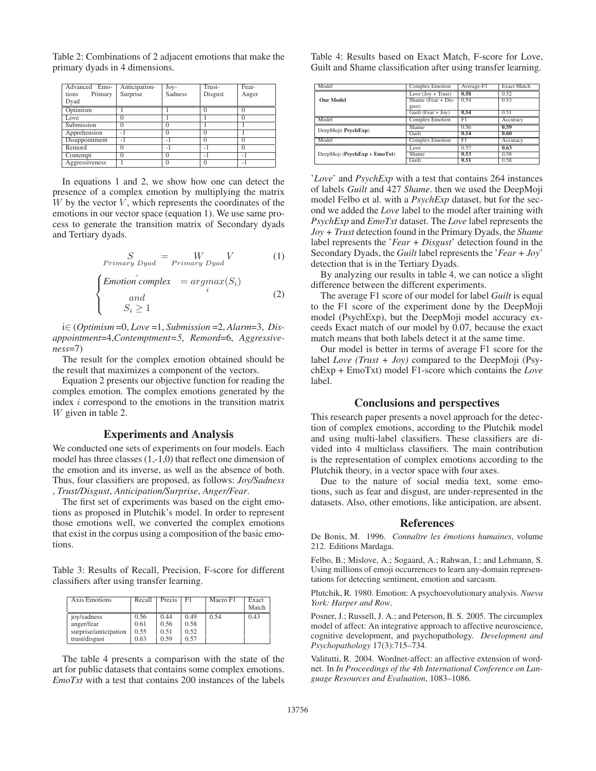Table 2: Combinations of 2 adjacent emotions that make the primary dyads in 4 dimensions.

| Advanced Emotions Primary Dyad | Anticipation-Surprise | Joy-Sadness | Trust-Disgust | Fear-Anger |
|---|---|---|---|---|
| Optimism | 1 | 1 | 0 | 0 |
| Love | 0 | 1 | 1 | 0 |
| Submission | 0 | 0 | 1 | 1 |
| Apprehension | -1 | 0 | 0 | 1 |
| Disappointment | -1 | -1 | 0 | 0 |
| Remord | 0 | -1 | -1 | 0 |
| Contempt | 0 | 0 | -1 | -1 |
| Aggressiveness | 1 | 0 | 0 | -1 |

In equations 1 and 2, we show how one can detect the presence of a complex emotion by multiplying the matrix $W$ by the vector $V$, which represents the coordinates of the emotions in our vector space (equation 1). We use same process to generate the transition matrix of Secondary dyads and Tertiary dyads.

$$\underset{Primary\ Dyad}{S} = \underset{Primary\ Dyad}{W} V \tag{1}$$

$$\begin{cases} \hat{Emotion\ complex} & = \underset{i}{argmax}(S_i) \\ \quad and & \\ \quad S_i \geq 1 & \end{cases} \tag{2}$$

i∈ (*Optimism* =0, *Love* =1, *Submission* =2, *Alarm*=3, *Disappointment*=4,*Contemptment=5*, *Remord*=6, *Aggressiveness*=7)

The result for the complex emotion obtained should be the result that maximizes a component of the vectors.

Equation 2 presents our objective function for reading the complex emotion. The complex emotions generated by the index $i$ correspond to the emotions in the transition matrix $W$ given in table 2.

## Experiments and Analysis

We conducted one sets of experiments on four models. Each model has three classes (1,-1,0) that reflect one dimension of the emotion and its inverse, as well as the absence of both. Thus, four classifiers are proposed, as follows: *Joy/Sadness* , *Trust/Disgust*, *Anticipation/Surprise*, *Anger/Fear*.

The first set of experiments was based on the eight emotions as proposed in Plutchik's model. In order to represent those emotions well, we converted the complex emotions that exist in the corpus using a composition of the basic emotions.

Table 3: Results of Recall, Precision, F-score for different classifiers after using transfer learning.

| Axis Emotions | Recall | Precis | F1 | Macro F1 | Exact Match |
|---|---|---|---|---|---|
| joy/sadness | 0.56 | 0.44 | 0.49 | 0.54 | 0.43 |
| anger/fear | 0.61 | 0.56 | 0.58 | | |
| surprise/anticipation | 0.55 | 0.51 | 0.52 | | |
| trust/disgust | 0.63 | 0.59 | 0.57 | | |

The table 4 presents a comparison with the state of the art for public datasets that contains some complex emotions. *EmoTxt* with a test that contains 200 instances of the labels '*Love*' and *PsychExp* with a test that contains 264 instances of labels *Guilt* and 427 *Shame*. then we used the DeepMoji model Felbo et al. with a *PsychExp* dataset, but for the second we added the *Love* label to the model after training with *PsychExp* and *EmoTxt* dataset. The *Love* label represents the *Joy + Trust* detection found in the Primary Dyads, the *Shame* label represents the '*Fear + Disgust*' detection found in the Secondary Dyads, the *Guilt* label represents the '*Fear + Joy*' detection that is in the Tertiary Dyads.

Table 4: Results based on Exact Match, F-score for Love, Guilt and Shame classification after using transfer learning.

| Model | Complex Emotion | Average-F1 | Exact Match |
|---|---|---|---|
| **Our Model** | Love (Joy + Trust) | **0.58** | 0.52 |
| | Shame (Fear + Disgust) | 0.54 | 0.53 |
| | Guilt (Fear + Joy) | **0.54** | 0.51 |
| Model | Complex Emotion | F1 | Accuracy |
| DeepMoji( **PsychExp**) | Shame | 0.56 | **0.59** |
| | Guilt | **0.54** | **0.60** |
| Model | Complex Emotion | F1 | Accuracy |
| DeepMoji (**PsychExp + EmoTxt**) | Love | 0.57 | **0.63** |
| | Shame | **0.53** | 0.58 |
| | Guilt | **0.51** | 0.58 |

By analyzing our results in table 4, we can notice a slight difference between the different experiments.

The average F1 score of our model for label *Guilt* is equal to the F1 score of the experiment done by the DeepMoji model (PsychExp), but the DeepMoji model accuracy exceeds Exact match of our model by 0.07, because the exact match means that both labels detect it at the same time.

Our model is better in terms of average F1 score for the label *Love (Trust + Joy)* compared to the DeepMoji (PsychExp + EmoTxt) model F1-score which contains the *Love* label.

## Conclusions and perspectives

This research paper presents a novel approach for the detection of complex emotions, according to the Plutchik model and using multi-label classifiers. These classifiers are divided into 4 multiclass classifiers. The main contribution is the representation of complex emotions according to the Plutchik theory, in a vector space with four axes.

Due to the nature of social media text, some emotions, such as fear and disgust, are under-represented in the datasets. Also, other emotions, like anticipation, are absent.

## References

De Bonis, M. 1996. *Connaître les émotions humaines*, volume 212. Editions Mardaga.

Felbo, B.; Mislove, A.; Sogaard, A.; Rahwan, I.; and Lehmann, S. Using millions of emoji occurrences to learn any-domain representations for detecting sentiment, emotion and sarcasm.

Plutchik, R. 1980. Emotion: A psychoevolutionary analysis. *Nueva York: Harper and Row*.

Posner, J.; Russell, J. A.; and Peterson, B. S. 2005. The circumplex model of affect: An integrative approach to affective neuroscience, cognitive development, and psychopathology. *Development and Psychopathology* 17(3):715–734.

Valitutti, R. 2004. Wordnet-affect: an affective extension of wordnet. In *In Proceedings of the 4th International Conference on Language Resources and Evaluation*, 1083–1086.